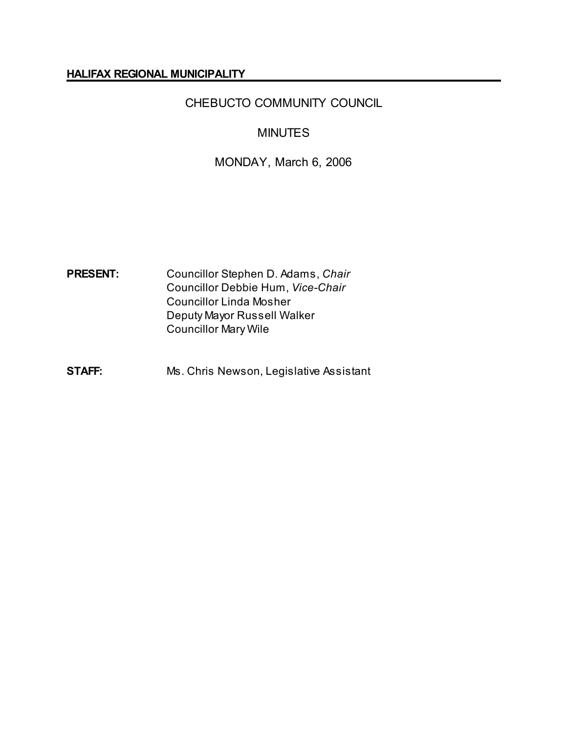**HALIFAX REGIONAL MUNICIPALITY**

# CHEBUCTO COMMUNITY COUNCIL

## MINUTES

## MONDAY, March 6, 2006

**PRESENT:** Councillor Stephen D. Adams, *Chair*
Councillor Debbie Hum, *Vice-Chair*
Councillor Linda Mosher
Deputy Mayor Russell Walker
Councillor Mary Wile

**STAFF:** Ms. Chris Newson, Legislative Assistant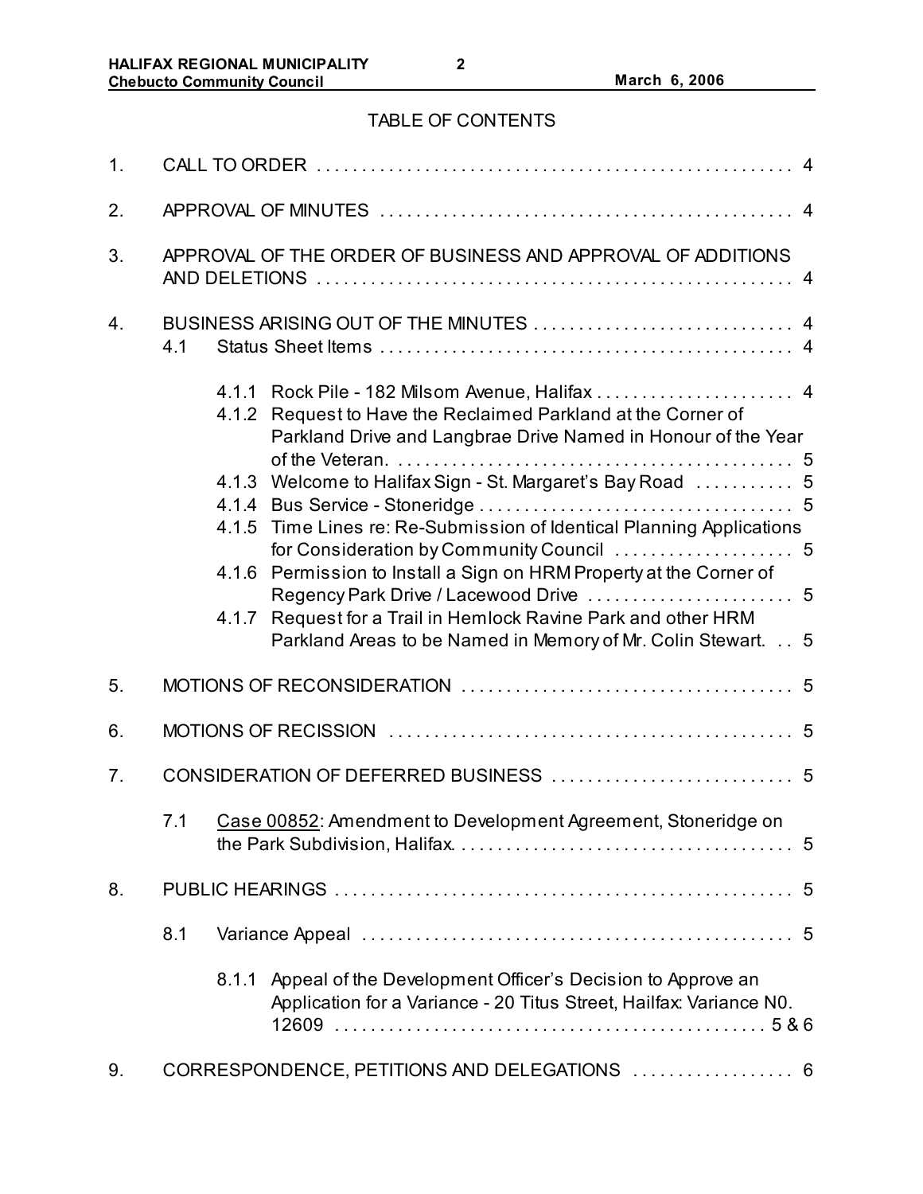## TABLE OF CONTENTS

1. CALL TO ORDER . . . . . . . . . . . . . . . . . . . . . . . . . . . . . . . . . . . . . . . . . . . . . . . . . . . 4

2. APPROVAL OF MINUTES . . . . . . . . . . . . . . . . . . . . . . . . . . . . . . . . . . . . . . . . . . . . . 4

3. APPROVAL OF THE ORDER OF BUSINESS AND APPROVAL OF ADDITIONS AND DELETIONS . . . . . . . . . . . . . . . . . . . . . . . . . . . . . . . . . . . . . . . . . . . . . . . . . . . . 4

4. BUSINESS ARISING OUT OF THE MINUTES . . . . . . . . . . . . . . . . . . . . . . . . . . . . 4
   - 4.1 Status Sheet Items . . . . . . . . . . . . . . . . . . . . . . . . . . . . . . . . . . . . . . . . . . . . 4
     - 4.1.1 Rock Pile - 182 Milsom Avenue, Halifax . . . . . . . . . . . . . . . . . . . . . . 4
     - 4.1.2 Request to Have the Reclaimed Parkland at the Corner of Parkland Drive and Langbrae Drive Named in Honour of the Year of the Veteran. . . . . . . . . . . . . . . . . . . . . . . . . . . . . . . . . . . . . . . . . . . . 5
     - 4.1.3 Welcome to Halifax Sign - St. Margaret's Bay Road . . . . . . . . . . . 5
     - 4.1.4 Bus Service - Stoneridge . . . . . . . . . . . . . . . . . . . . . . . . . . . . . . . . . . 5
     - 4.1.5 Time Lines re: Re-Submission of Identical Planning Applications for Consideration by Community Council . . . . . . . . . . . . . . . . . . . . 5
     - 4.1.6 Permission to Install a Sign on HRM Property at the Corner of Regency Park Drive / Lacewood Drive . . . . . . . . . . . . . . . . . . . . . . . 5
     - 4.1.7 Request for a Trail in Hemlock Ravine Park and other HRM Parkland Areas to be Named in Memory of Mr. Colin Stewart. . . 5

5. MOTIONS OF RECONSIDERATION . . . . . . . . . . . . . . . . . . . . . . . . . . . . . . . . . . . . . 5

6. MOTIONS OF RECISSION . . . . . . . . . . . . . . . . . . . . . . . . . . . . . . . . . . . . . . . . . . . . . 5

7. CONSIDERATION OF DEFERRED BUSINESS . . . . . . . . . . . . . . . . . . . . . . . . . . . 5
   - 7.1 Case 00852: Amendment to Development Agreement, Stoneridge on the Park Subdivision, Halifax. . . . . . . . . . . . . . . . . . . . . . . . . . . . . . . . . . . . . . 5

8. PUBLIC HEARINGS . . . . . . . . . . . . . . . . . . . . . . . . . . . . . . . . . . . . . . . . . . . . . . . . . . . 5
   - 8.1 Variance Appeal . . . . . . . . . . . . . . . . . . . . . . . . . . . . . . . . . . . . . . . . . . . . . . . . 5
     - 8.1.1 Appeal of the Development Officer's Decision to Approve an Application for a Variance - 20 Titus Street, Hailfax: Variance N0. 12609 . . . . . . . . . . . . . . . . . . . . . . . . . . . . . . . . . . . . . . . . . . . . . . . . 5 & 6

9. CORRESPONDENCE, PETITIONS AND DELEGATIONS . . . . . . . . . . . . . . . . . . 6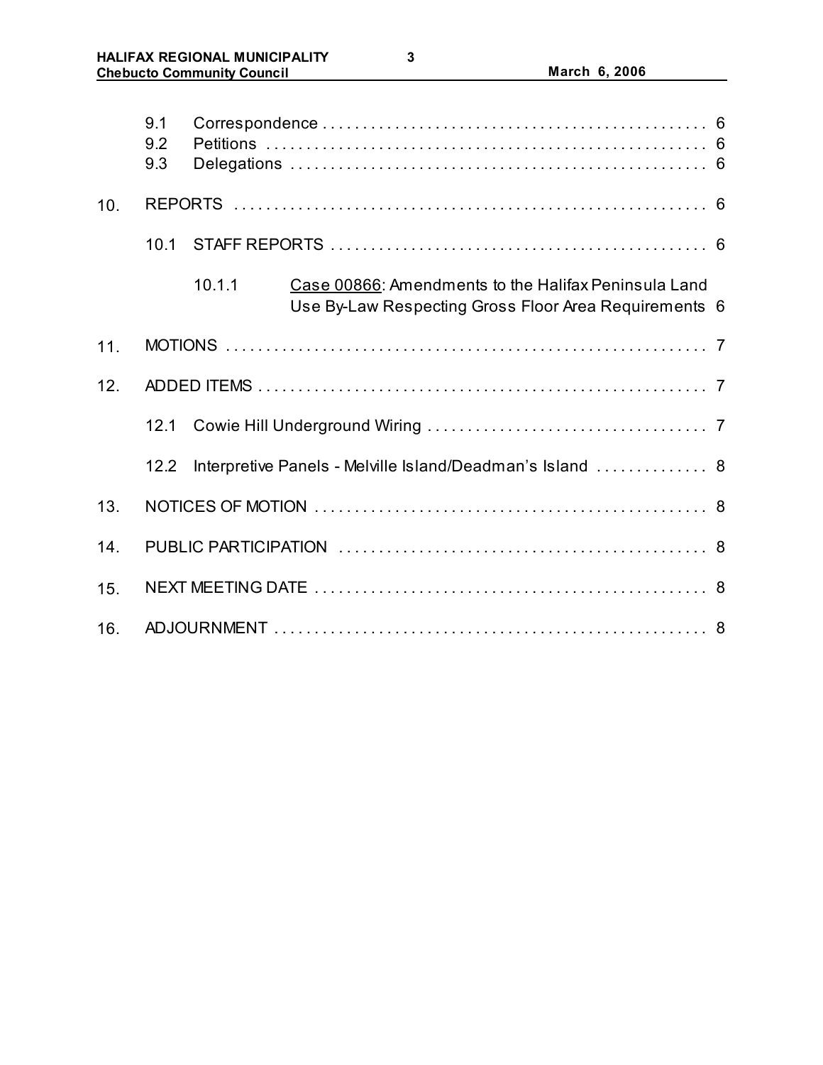9.1 Correspondence . . . . . . . . . . . . . . . . . . . . . . . . . . . . . . . . . . . . . . . . . . . . . . . 6
9.2 Petitions . . . . . . . . . . . . . . . . . . . . . . . . . . . . . . . . . . . . . . . . . . . . . . . . . . . . 6
9.3 Delegations . . . . . . . . . . . . . . . . . . . . . . . . . . . . . . . . . . . . . . . . . . . . . . . . . . 6

10. REPORTS . . . . . . . . . . . . . . . . . . . . . . . . . . . . . . . . . . . . . . . . . . . . . . . . . . . . . . . . 6

10.1 STAFF REPORTS . . . . . . . . . . . . . . . . . . . . . . . . . . . . . . . . . . . . . . . . . . . . . . 6

10.1.1 Case 00866: Amendments to the Halifax Peninsula Land Use By-Law Respecting Gross Floor Area Requirements 6

11. MOTIONS . . . . . . . . . . . . . . . . . . . . . . . . . . . . . . . . . . . . . . . . . . . . . . . . . . . . . . . . 7

12. ADDED ITEMS . . . . . . . . . . . . . . . . . . . . . . . . . . . . . . . . . . . . . . . . . . . . . . . . . . . . 7

12.1 Cowie Hill Underground Wiring . . . . . . . . . . . . . . . . . . . . . . . . . . . . . . . . . . . 7

12.2 Interpretive Panels - Melville Island/Deadman's Island . . . . . . . . . . . . . . 8

13. NOTICES OF MOTION . . . . . . . . . . . . . . . . . . . . . . . . . . . . . . . . . . . . . . . . . . . . . . . 8

14. PUBLIC PARTICIPATION . . . . . . . . . . . . . . . . . . . . . . . . . . . . . . . . . . . . . . . . . . . . 8

15. NEXT MEETING DATE . . . . . . . . . . . . . . . . . . . . . . . . . . . . . . . . . . . . . . . . . . . . . . . 8

16. ADJOURNMENT . . . . . . . . . . . . . . . . . . . . . . . . . . . . . . . . . . . . . . . . . . . . . . . . . . . 8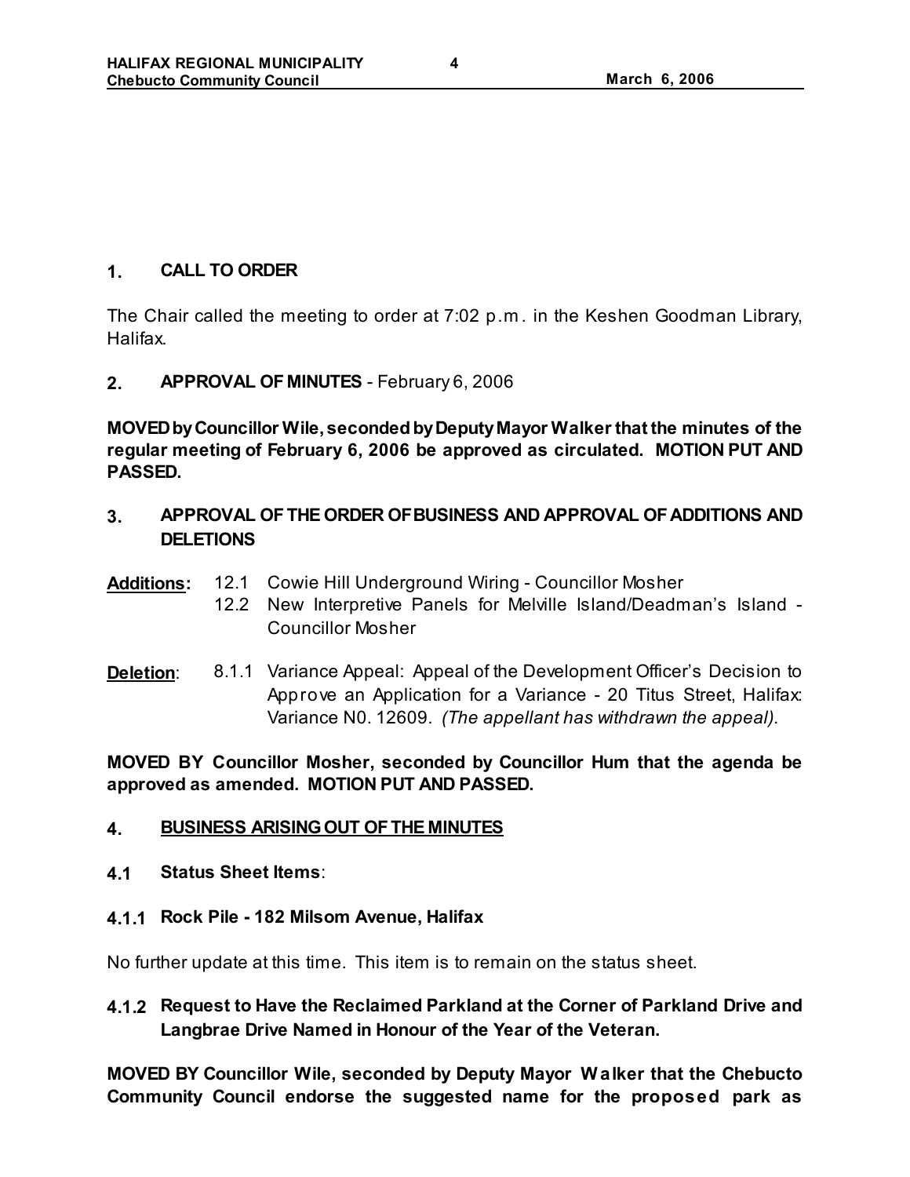## 1. CALL TO ORDER

The Chair called the meeting to order at 7:02 p.m. in the Keshen Goodman Library, Halifax.

## 2. APPROVAL OF MINUTES - February 6, 2006

**MOVED by Councillor Wile, seconded by Deputy Mayor Walker that the minutes of the regular meeting of February 6, 2006 be approved as circulated. MOTION PUT AND PASSED.**

## 3. APPROVAL OF THE ORDER OF BUSINESS AND APPROVAL OF ADDITIONS AND DELETIONS

**Additions:**
- 12.1 Cowie Hill Underground Wiring - Councillor Mosher
- 12.2 New Interpretive Panels for Melville Island/Deadman's Island - Councillor Mosher

**Deletion:**
- 8.1.1 Variance Appeal: Appeal of the Development Officer's Decision to Approve an Application for a Variance - 20 Titus Street, Halifax: Variance N0. 12609. *(The appellant has withdrawn the appeal).*

**MOVED BY Councillor Mosher, seconded by Councillor Hum that the agenda be approved as amended. MOTION PUT AND PASSED.**

## 4. BUSINESS ARISING OUT OF THE MINUTES

### 4.1 Status Sheet Items:

### 4.1.1 Rock Pile - 182 Milsom Avenue, Halifax

No further update at this time. This item is to remain on the status sheet.

### 4.1.2 Request to Have the Reclaimed Parkland at the Corner of Parkland Drive and Langbrae Drive Named in Honour of the Year of the Veteran.

**MOVED BY Councillor Wile, seconded by Deputy Mayor Walker that the Chebucto Community Council endorse the suggested name for the proposed park as**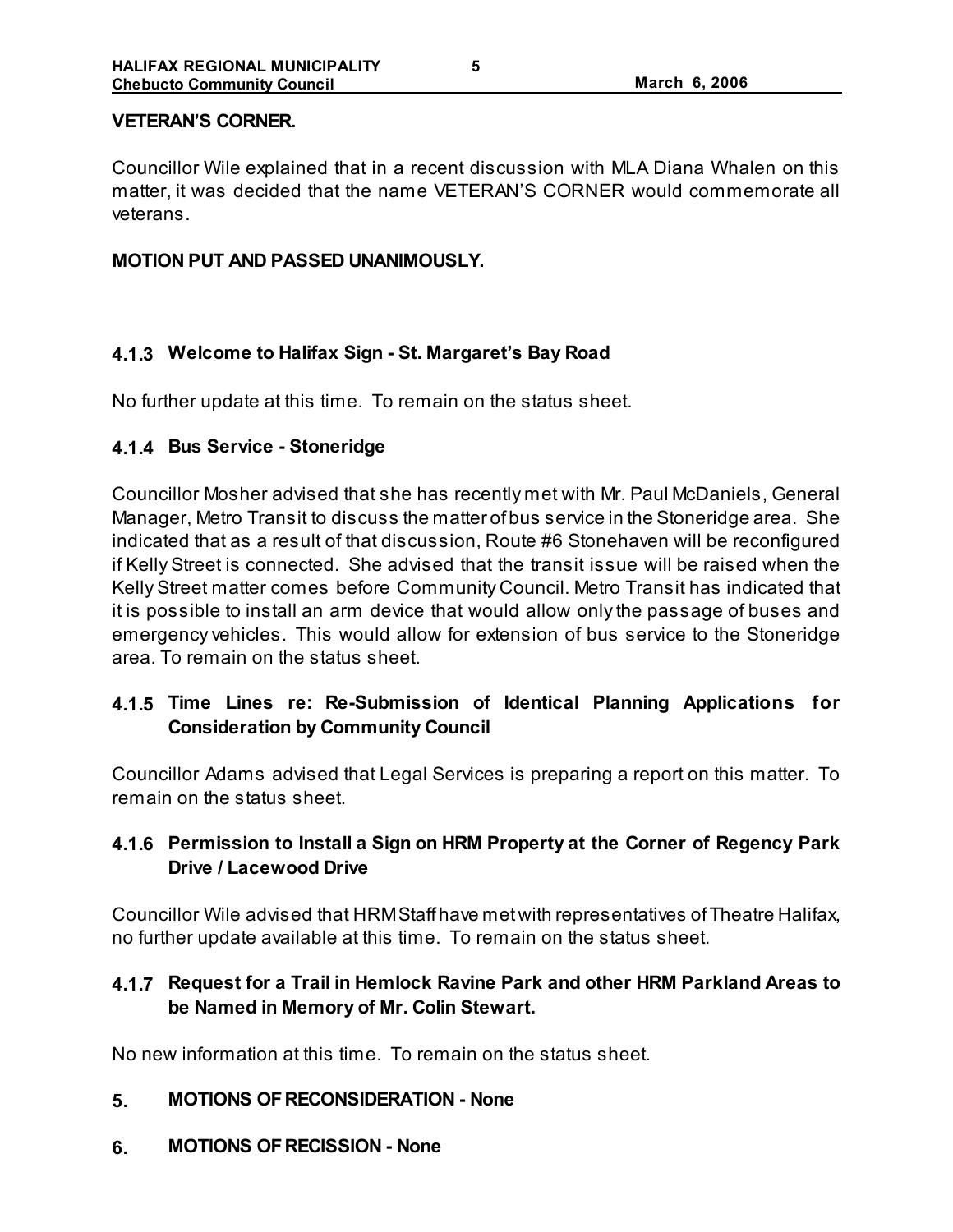**VETERAN'S CORNER.**

Councillor Wile explained that in a recent discussion with MLA Diana Whalen on this matter, it was decided that the name VETERAN'S CORNER would commemorate all veterans.

**MOTION PUT AND PASSED UNANIMOUSLY.**

### 4.1.3 Welcome to Halifax Sign - St. Margaret's Bay Road

No further update at this time. To remain on the status sheet.

### 4.1.4 Bus Service - Stoneridge

Councillor Mosher advised that she has recently met with Mr. Paul McDaniels, General Manager, Metro Transit to discuss the matter of bus service in the Stoneridge area. She indicated that as a result of that discussion, Route #6 Stonehaven will be reconfigured if Kelly Street is connected. She advised that the transit issue will be raised when the Kelly Street matter comes before Community Council. Metro Transit has indicated that it is possible to install an arm device that would allow only the passage of buses and emergency vehicles. This would allow for extension of bus service to the Stoneridge area. To remain on the status sheet.

### 4.1.5 Time Lines re: Re-Submission of Identical Planning Applications for Consideration by Community Council

Councillor Adams advised that Legal Services is preparing a report on this matter. To remain on the status sheet.

### 4.1.6 Permission to Install a Sign on HRM Property at the Corner of Regency Park Drive / Lacewood Drive

Councillor Wile advised that HRM Staff have met with representatives of Theatre Halifax, no further update available at this time. To remain on the status sheet.

### 4.1.7 Request for a Trail in Hemlock Ravine Park and other HRM Parkland Areas to be Named in Memory of Mr. Colin Stewart.

No new information at this time. To remain on the status sheet.

## 5. MOTIONS OF RECONSIDERATION - None

## 6. MOTIONS OF RECISSION - None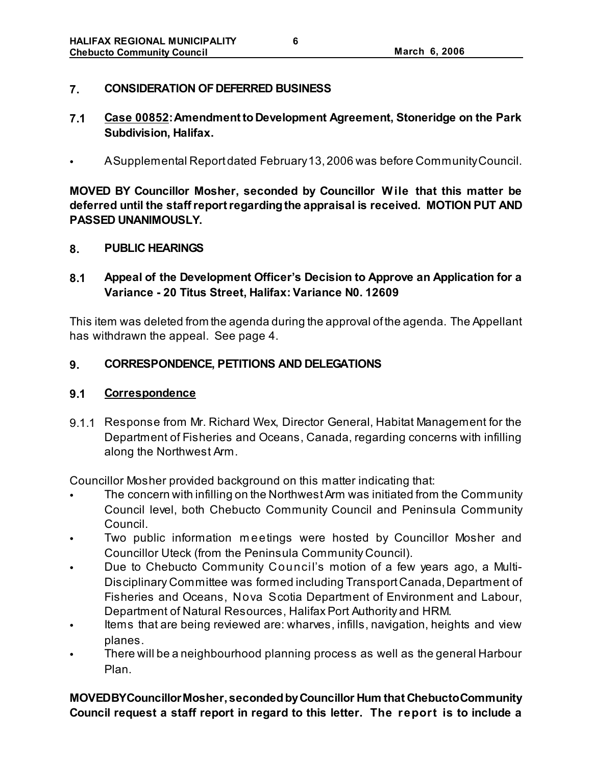## 7. CONSIDERATION OF DEFERRED BUSINESS

### 7.1 Case 00852: Amendment to Development Agreement, Stoneridge on the Park Subdivision, Halifax.

- A Supplemental Report dated February 13, 2006 was before Community Council.

**MOVED BY Councillor Mosher, seconded by Councillor Wile that this matter be deferred until the staff report regarding the appraisal is received. MOTION PUT AND PASSED UNANIMOUSLY.**

## 8. PUBLIC HEARINGS

### 8.1 Appeal of the Development Officer's Decision to Approve an Application for a Variance - 20 Titus Street, Halifax: Variance N0. 12609

This item was deleted from the agenda during the approval of the agenda. The Appellant has withdrawn the appeal. See page 4.

## 9. CORRESPONDENCE, PETITIONS AND DELEGATIONS

### 9.1 Correspondence

9.1.1 Response from Mr. Richard Wex, Director General, Habitat Management for the Department of Fisheries and Oceans, Canada, regarding concerns with infilling along the Northwest Arm.

Councillor Mosher provided background on this matter indicating that:

- The concern with infilling on the Northwest Arm was initiated from the Community Council level, both Chebucto Community Council and Peninsula Community Council.
- Two public information meetings were hosted by Councillor Mosher and Councillor Uteck (from the Peninsula Community Council).
- Due to Chebucto Community Council's motion of a few years ago, a Multi-Disciplinary Committee was formed including Transport Canada, Department of Fisheries and Oceans, Nova Scotia Department of Environment and Labour, Department of Natural Resources, Halifax Port Authority and HRM.
- Items that are being reviewed are: wharves, infills, navigation, heights and view planes.
- There will be a neighbourhood planning process as well as the general Harbour Plan.

**MOVED BY Councillor Mosher, seconded by Councillor Hum that Chebucto Community Council request a staff report in regard to this letter. The report is to include a**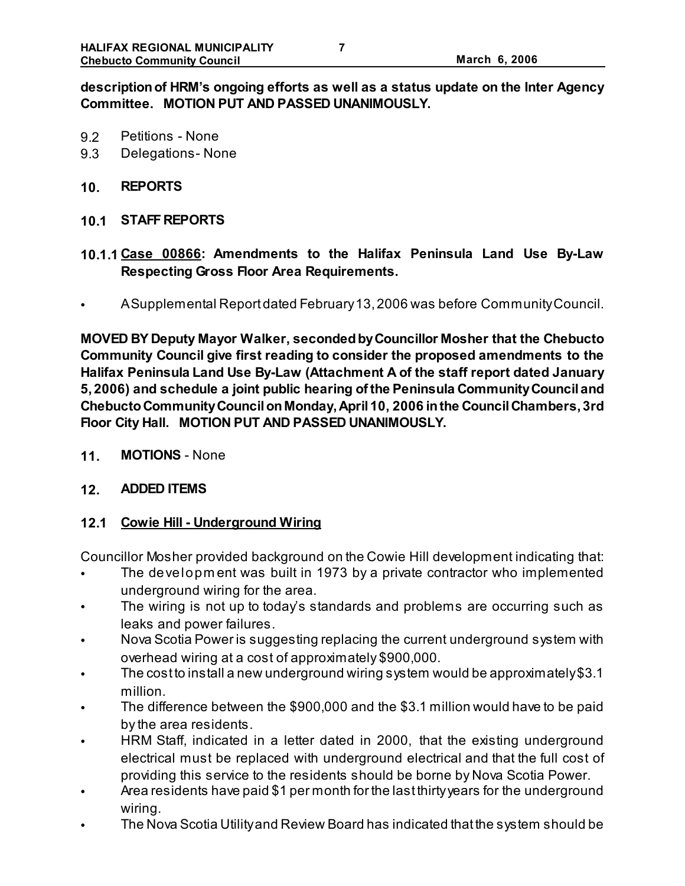**description of HRM's ongoing efforts as well as a status update on the Inter Agency Committee. MOTION PUT AND PASSED UNANIMOUSLY.**

9.2 Petitions - None
9.3 Delegations- None

## 10. REPORTS

## 10.1 STAFF REPORTS

### 10.1.1 <u>Case 00866</u>: Amendments to the Halifax Peninsula Land Use By-Law Respecting Gross Floor Area Requirements.

- A Supplemental Report dated February 13, 2006 was before Community Council.

**MOVED BY Deputy Mayor Walker, seconded by Councillor Mosher that the Chebucto Community Council give first reading to consider the proposed amendments to the Halifax Peninsula Land Use By-Law (Attachment A of the staff report dated January 5, 2006) and schedule a joint public hearing of the Peninsula Community Council and Chebucto Community Council on Monday, April 10, 2006 in the Council Chambers, 3rd Floor City Hall. MOTION PUT AND PASSED UNANIMOUSLY.**

## 11. MOTIONS - None

## 12. ADDED ITEMS

### 12.1 <u>Cowie Hill - Underground Wiring</u>

Councillor Mosher provided background on the Cowie Hill development indicating that:

- The development was built in 1973 by a private contractor who implemented underground wiring for the area.
- The wiring is not up to today's standards and problems are occurring such as leaks and power failures.
- Nova Scotia Power is suggesting replacing the current underground system with overhead wiring at a cost of approximately $900,000.
- The cost to install a new underground wiring system would be approximately $3.1 million.
- The difference between the $900,000 and the $3.1 million would have to be paid by the area residents.
- HRM Staff, indicated in a letter dated in 2000, that the existing underground electrical must be replaced with underground electrical and that the full cost of providing this service to the residents should be borne by Nova Scotia Power.
- Area residents have paid $1 per month for the last thirty years for the underground wiring.
- The Nova Scotia Utility and Review Board has indicated that the system should be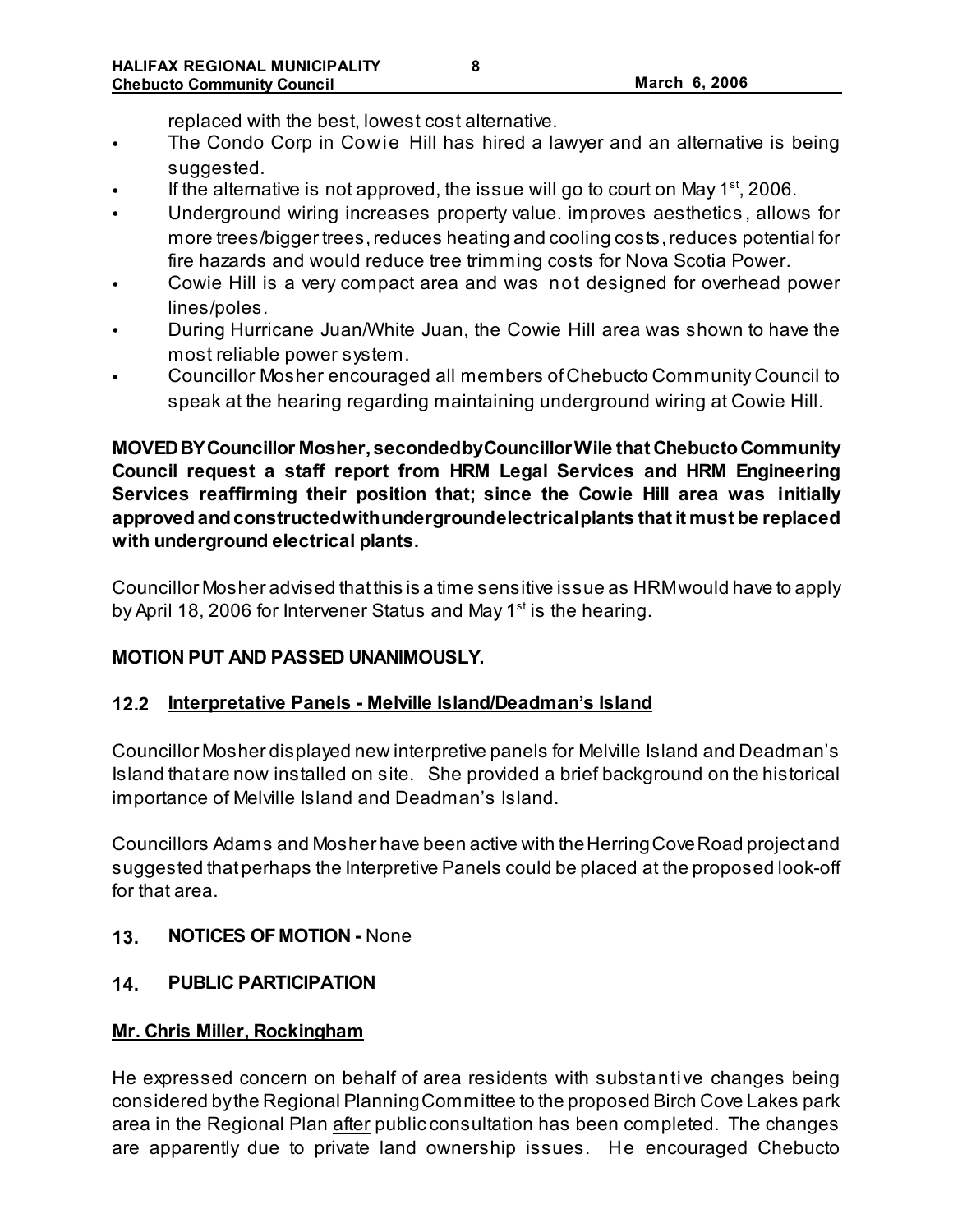replaced with the best, lowest cost alternative.

- The Condo Corp in Cowie Hill has hired a lawyer and an alternative is being suggested.
- If the alternative is not approved, the issue will go to court on May 1st, 2006.
- Underground wiring increases property value. improves aesthetics, allows for more trees/bigger trees, reduces heating and cooling costs, reduces potential for fire hazards and would reduce tree trimming costs for Nova Scotia Power.
- Cowie Hill is a very compact area and was not designed for overhead power lines/poles.
- During Hurricane Juan/White Juan, the Cowie Hill area was shown to have the most reliable power system.
- Councillor Mosher encouraged all members of Chebucto Community Council to speak at the hearing regarding maintaining underground wiring at Cowie Hill.

**MOVED BY Councillor Mosher, seconded by Councillor Wile that Chebucto Community Council request a staff report from HRM Legal Services and HRM Engineering Services reaffirming their position that; since the Cowie Hill area was initially approved and constructed with underground electrical plants that it must be replaced with underground electrical plants.**

Councillor Mosher advised that this is a time sensitive issue as HRM would have to apply by April 18, 2006 for Intervener Status and May 1st is the hearing.

**MOTION PUT AND PASSED UNANIMOUSLY.**

## 12.2 Interpretative Panels - Melville Island/Deadman's Island

Councillor Mosher displayed new interpretive panels for Melville Island and Deadman's Island that are now installed on site. She provided a brief background on the historical importance of Melville Island and Deadman's Island.

Councillors Adams and Mosher have been active with the Herring Cove Road project and suggested that perhaps the Interpretive Panels could be placed at the proposed look-off for that area.

## 13. NOTICES OF MOTION - None

## 14. PUBLIC PARTICIPATION

**Mr. Chris Miller, Rockingham**

He expressed concern on behalf of area residents with substantive changes being considered by the Regional Planning Committee to the proposed Birch Cove Lakes park area in the Regional Plan after public consultation has been completed. The changes are apparently due to private land ownership issues. He encouraged Chebucto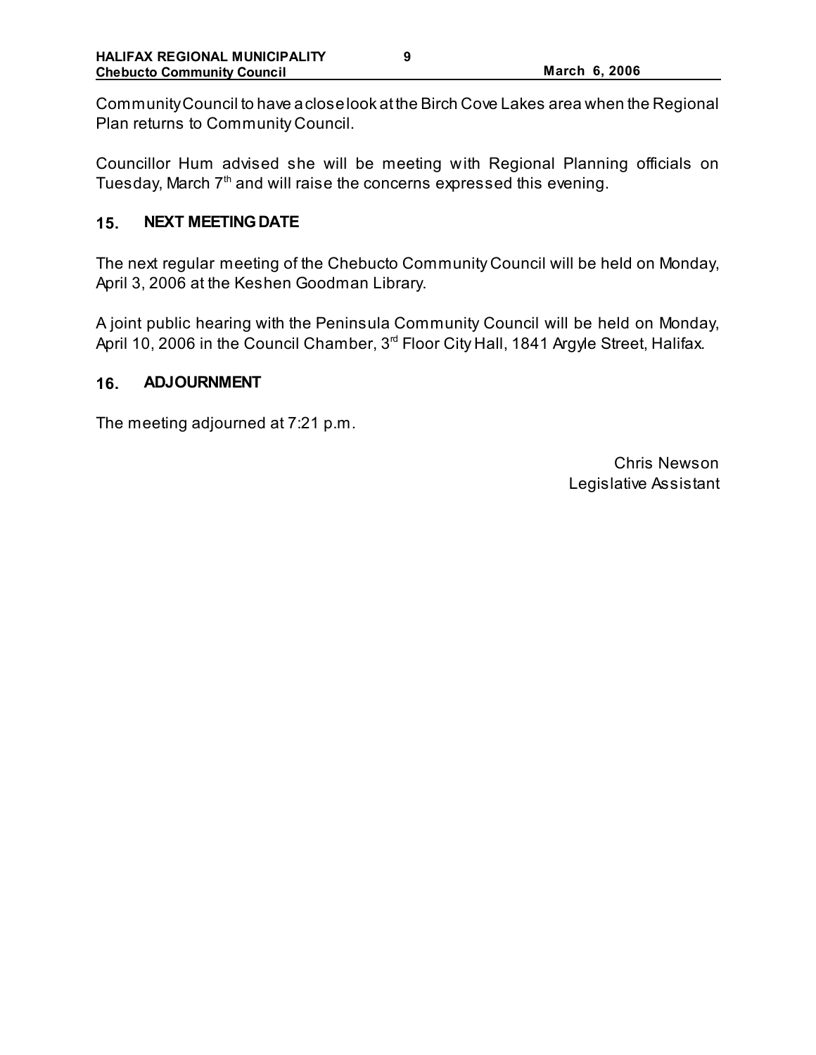Community Council to have a close look at the Birch Cove Lakes area when the Regional Plan returns to Community Council.

Councillor Hum advised she will be meeting with Regional Planning officials on Tuesday, March 7th and will raise the concerns expressed this evening.

## 15. NEXT MEETING DATE

The next regular meeting of the Chebucto Community Council will be held on Monday, April 3, 2006 at the Keshen Goodman Library.

A joint public hearing with the Peninsula Community Council will be held on Monday, April 10, 2006 in the Council Chamber, 3rd Floor City Hall, 1841 Argyle Street, Halifax.

## 16. ADJOURNMENT

The meeting adjourned at 7:21 p.m.

Chris Newson
Legislative Assistant